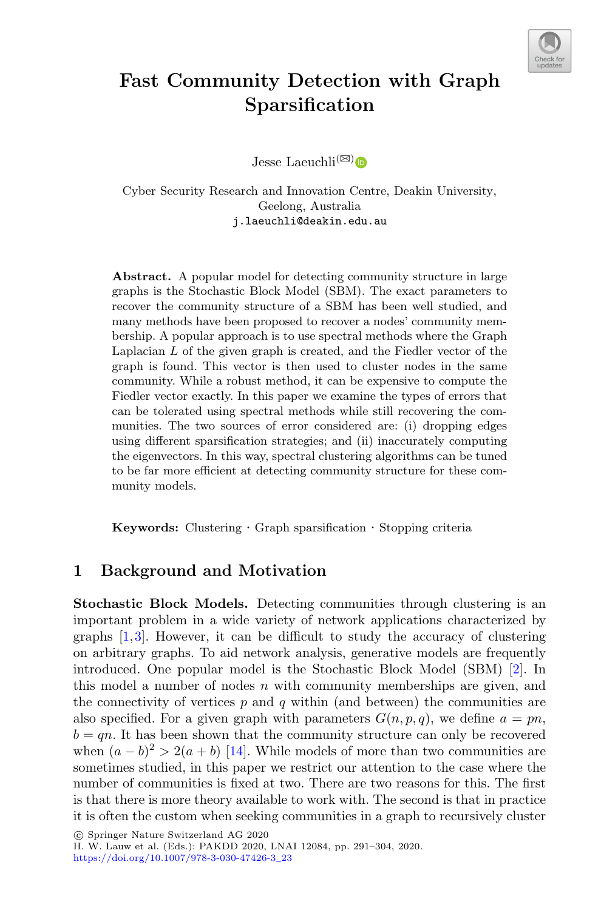# Fast Community Detection with Graph Sparsification

Jesse Laeuchli ✉

Cyber Security Research and Innovation Centre, Deakin University, Geelong, Australia
j.laeuchli@deakin.edu.au

**Abstract.** A popular model for detecting community structure in large graphs is the Stochastic Block Model (SBM). The exact parameters to recover the community structure of a SBM has been well studied, and many methods have been proposed to recover a nodes' community membership. A popular approach is to use spectral methods where the Graph Laplacian $L$ of the given graph is created, and the Fiedler vector of the graph is found. This vector is then used to cluster nodes in the same community. While a robust method, it can be expensive to compute the Fiedler vector exactly. In this paper we examine the types of errors that can be tolerated using spectral methods while still recovering the communities. The two sources of error considered are: (i) dropping edges using different sparsification strategies; and (ii) inaccurately computing the eigenvectors. In this way, spectral clustering algorithms can be tuned to be far more efficient at detecting community structure for these community models.

**Keywords:** Clustering · Graph sparsification · Stopping criteria

## 1 Background and Motivation

**Stochastic Block Models.** Detecting communities through clustering is an important problem in a wide variety of network applications characterized by graphs [1,3]. However, it can be difficult to study the accuracy of clustering on arbitrary graphs. To aid network analysis, generative models are frequently introduced. One popular model is the Stochastic Block Model (SBM) [2]. In this model a number of nodes $n$ with community memberships are given, and the connectivity of vertices $p$ and $q$ within (and between) the communities are also specified. For a given graph with parameters $G(n, p, q)$, we define $a = pn$, $b = qn$. It has been shown that the community structure can only be recovered when $(a - b)^2 > 2(a + b)$ [14]. While models of more than two communities are sometimes studied, in this paper we restrict our attention to the case where the number of communities is fixed at two. There are two reasons for this. The first is that there is more theory available to work with. The second is that in practice it is often the custom when seeking communities in a graph to recursively cluster

© Springer Nature Switzerland AG 2020
H. W. Lauw et al. (Eds.): PAKDD 2020, LNAI 12084, pp. 291–304, 2020.
https://doi.org/10.1007/978-3-030-47426-3_23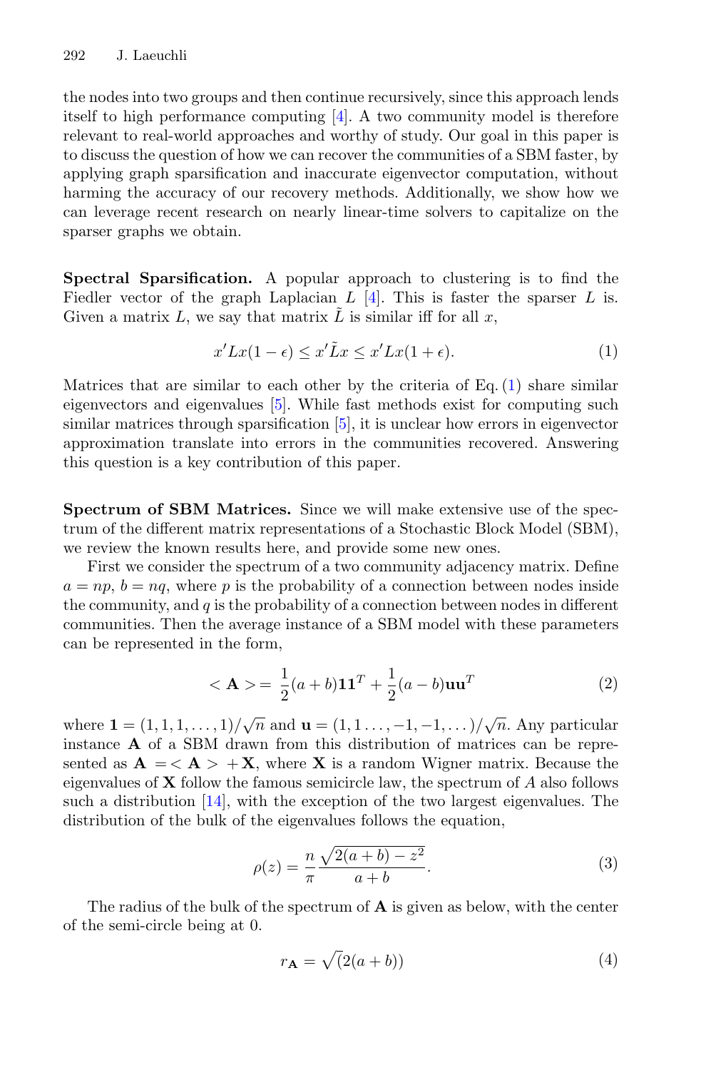the nodes into two groups and then continue recursively, since this approach lends itself to high performance computing [4]. A two community model is therefore relevant to real-world approaches and worthy of study. Our goal in this paper is to discuss the question of how we can recover the communities of a SBM faster, by applying graph sparsification and inaccurate eigenvector computation, without harming the accuracy of our recovery methods. Additionally, we show how we can leverage recent research on nearly linear-time solvers to capitalize on the sparser graphs we obtain.

**Spectral Sparsification.** A popular approach to clustering is to find the Fiedler vector of the graph Laplacian $L$ [4]. This is faster the sparser $L$ is. Given a matrix $L$, we say that matrix $\tilde{L}$ is similar iff for all $x$,

$$x'Lx(1-\epsilon) \leq x'\tilde{L}x \leq x'Lx(1+\epsilon). \tag{1}$$

Matrices that are similar to each other by the criteria of Eq. (1) share similar eigenvectors and eigenvalues [5]. While fast methods exist for computing such similar matrices through sparsification [5], it is unclear how errors in eigenvector approximation translate into errors in the communities recovered. Answering this question is a key contribution of this paper.

**Spectrum of SBM Matrices.** Since we will make extensive use of the spectrum of the different matrix representations of a Stochastic Block Model (SBM), we review the known results here, and provide some new ones.

First we consider the spectrum of a two community adjacency matrix. Define $a = np$, $b = nq$, where $p$ is the probability of a connection between nodes inside the community, and $q$ is the probability of a connection between nodes in different communities. Then the average instance of a SBM model with these parameters can be represented in the form,

$$< \mathbf{A} > = \frac{1}{2}(a+b)\mathbf{1}\mathbf{1}^T + \frac{1}{2}(a-b)\mathbf{u}\mathbf{u}^T \tag{2}$$

where $\mathbf{1} = (1, 1, 1, \ldots, 1)/\sqrt{n}$ and $\mathbf{u} = (1, 1 \ldots, -1, -1, \ldots)/\sqrt{n}$. Any particular instance $\mathbf{A}$ of a SBM drawn from this distribution of matrices can be represented as $\mathbf{A} = < \mathbf{A} > + \mathbf{X}$, where $\mathbf{X}$ is a random Wigner matrix. Because the eigenvalues of $\mathbf{X}$ follow the famous semicircle law, the spectrum of $A$ also follows such a distribution [14], with the exception of the two largest eigenvalues. The distribution of the bulk of the eigenvalues follows the equation,

$$\rho(z) = \frac{n}{\pi} \frac{\sqrt{2(a+b) - z^2}}{a+b}. \tag{3}$$

The radius of the bulk of the spectrum of $\mathbf{A}$ is given as below, with the center of the semi-circle being at 0.

$$r_{\mathbf{A}} = \sqrt{(}2(a+b)) \tag{4}$$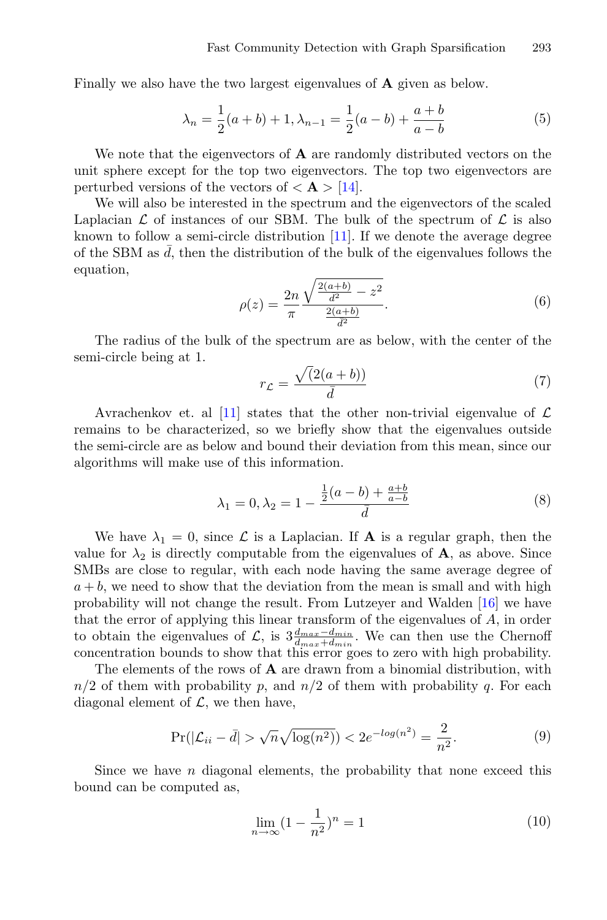Finally we also have the two largest eigenvalues of $\mathbf{A}$ given as below.

$$\lambda_n = \frac{1}{2}(a+b) + 1, \lambda_{n-1} = \frac{1}{2}(a-b) + \frac{a+b}{a-b} \tag{5}$$

We note that the eigenvectors of $\mathbf{A}$ are randomly distributed vectors on the unit sphere except for the top two eigenvectors. The top two eigenvectors are perturbed versions of the vectors of $< \mathbf{A} >$ [14].

We will also be interested in the spectrum and the eigenvectors of the scaled Laplacian $\mathcal{L}$ of instances of our SBM. The bulk of the spectrum of $\mathcal{L}$ is also known to follow a semi-circle distribution [11]. If we denote the average degree of the SBM as $\bar{d}$, then the distribution of the bulk of the eigenvalues follows the equation,

$$\rho(z) = \frac{2n}{\pi} \frac{\sqrt{\frac{2(a+b)}{d^2} - z^2}}{\frac{2(a+b)}{d^2}}. \tag{6}$$

The radius of the bulk of the spectrum are as below, with the center of the semi-circle being at 1.

$$r_{\mathcal{L}} = \frac{\sqrt{(}2(a+b))}{\bar{d}} \tag{7}$$

Avrachenkov et. al [11] states that the other non-trivial eigenvalue of $\mathcal{L}$ remains to be characterized, so we briefly show that the eigenvalues outside the semi-circle are as below and bound their deviation from this mean, since our algorithms will make use of this information.

$$\lambda_1 = 0, \lambda_2 = 1 - \frac{\frac{1}{2}(a-b) + \frac{a+b}{a-b}}{\bar{d}} \tag{8}$$

We have $\lambda_1 = 0$, since $\mathcal{L}$ is a Laplacian. If $\mathbf{A}$ is a regular graph, then the value for $\lambda_2$ is directly computable from the eigenvalues of $\mathbf{A}$, as above. Since SMBs are close to regular, with each node having the same average degree of $a+b$, we need to show that the deviation from the mean is small and with high probability will not change the result. From Lutzeyer and Walden [16] we have that the error of applying this linear transform of the eigenvalues of $A$, in order to obtain the eigenvalues of $\mathcal{L}$, is $3\frac{d_{max}-d_{min}}{d_{max}+d_{min}}$. We can then use the Chernoff concentration bounds to show that this error goes to zero with high probability.

The elements of the rows of $\mathbf{A}$ are drawn from a binomial distribution, with $n/2$ of them with probability $p$, and $n/2$ of them with probability $q$. For each diagonal element of $\mathcal{L}$, we then have,

$$\Pr(|\mathcal{L}_{ii} - \bar{d}| > \sqrt{n}\sqrt{\log(n^2)}) < 2e^{-log(n^2)} = \frac{2}{n^2}. \tag{9}$$

Since we have $n$ diagonal elements, the probability that none exceed this bound can be computed as,

$$\lim_{n \to \infty} (1 - \frac{1}{n^2})^n = 1 \tag{10}$$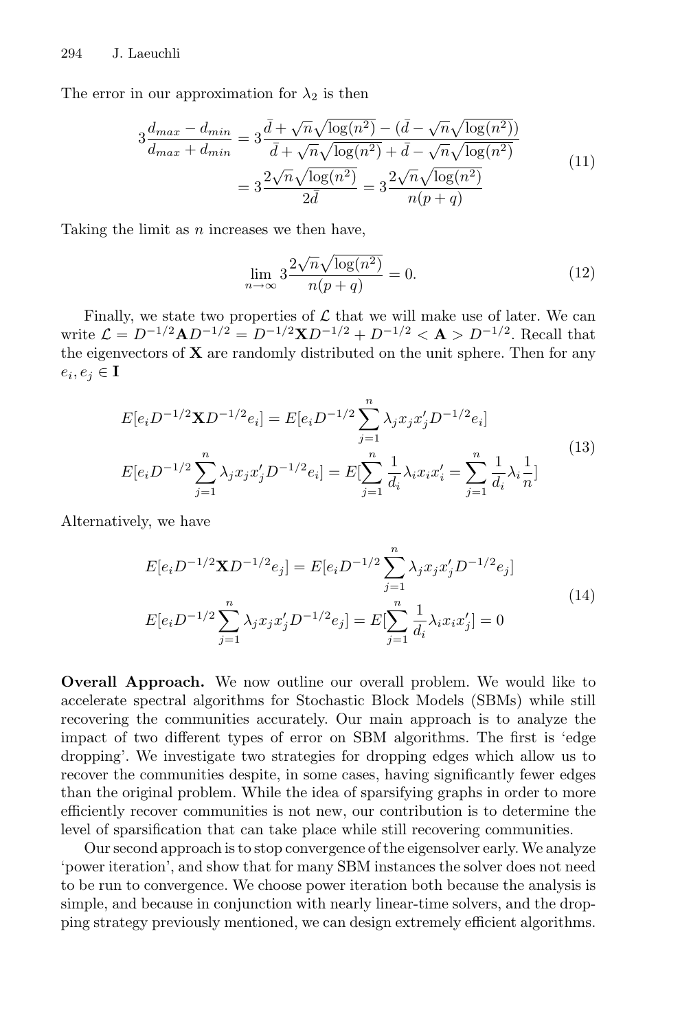The error in our approximation for $\lambda_2$ is then

$$
\begin{aligned}
3\frac{d_{max} - d_{min}}{d_{max} + d_{min}} &= 3\frac{\bar{d} + \sqrt{n}\sqrt{\log(n^2)} - (\bar{d} - \sqrt{n}\sqrt{\log(n^2)})}{\bar{d} + \sqrt{n}\sqrt{\log(n^2)} + \bar{d} - \sqrt{n}\sqrt{\log(n^2)}} \\
&= 3\frac{2\sqrt{n}\sqrt{\log(n^2)}}{2\bar{d}} = 3\frac{2\sqrt{n}\sqrt{\log(n^2)}}{n(p+q)}
\end{aligned}
\tag{11}
$$

Taking the limit as $n$ increases we then have,

$$
\lim_{n \to \infty} 3\frac{2\sqrt{n}\sqrt{\log(n^2)}}{n(p+q)} = 0. \tag{12}
$$

Finally, we state two properties of $\mathcal{L}$ that we will make use of later. We can write $\mathcal{L} = D^{-1/2}\mathbf{A}D^{-1/2} = D^{-1/2}\mathbf{X}D^{-1/2} + D^{-1/2} < \mathbf{A} > D^{-1/2}$. Recall that the eigenvectors of $\mathbf{X}$ are randomly distributed on the unit sphere. Then for any $e_i, e_j \in \mathbf{I}$

$$
\begin{aligned}
E[e_i D^{-1/2}\mathbf{X}D^{-1/2}e_i] &= E[e_i D^{-1/2}\sum_{j=1}^{n}\lambda_j x_j x_j' D^{-1/2}e_i] \\
E[e_i D^{-1/2}\sum_{j=1}^{n}\lambda_j x_j x_j' D^{-1/2}e_i] &= E[\sum_{j=1}^{n}\frac{1}{d_i}\lambda_i x_i x_i' = \sum_{j=1}^{n}\frac{1}{d_i}\lambda_i \frac{1}{n}]
\end{aligned}
\tag{13}
$$

Alternatively, we have

$$
\begin{aligned}
E[e_i D^{-1/2}\mathbf{X}D^{-1/2}e_j] &= E[e_i D^{-1/2}\sum_{j=1}^{n}\lambda_j x_j x_j' D^{-1/2}e_j] \\
E[e_i D^{-1/2}\sum_{j=1}^{n}\lambda_j x_j x_j' D^{-1/2}e_j] &= E[\sum_{j=1}^{n}\frac{1}{d_i}\lambda_i x_i x_j'] = 0
\end{aligned}
\tag{14}
$$

**Overall Approach.** We now outline our overall problem. We would like to accelerate spectral algorithms for Stochastic Block Models (SBMs) while still recovering the communities accurately. Our main approach is to analyze the impact of two different types of error on SBM algorithms. The first is 'edge dropping'. We investigate two strategies for dropping edges which allow us to recover the communities despite, in some cases, having significantly fewer edges than the original problem. While the idea of sparsifying graphs in order to more efficiently recover communities is not new, our contribution is to determine the level of sparsification that can take place while still recovering communities.

Our second approach is to stop convergence of the eigensolver early. We analyze 'power iteration', and show that for many SBM instances the solver does not need to be run to convergence. We choose power iteration both because the analysis is simple, and because in conjunction with nearly linear-time solvers, and the dropping strategy previously mentioned, we can design extremely efficient algorithms.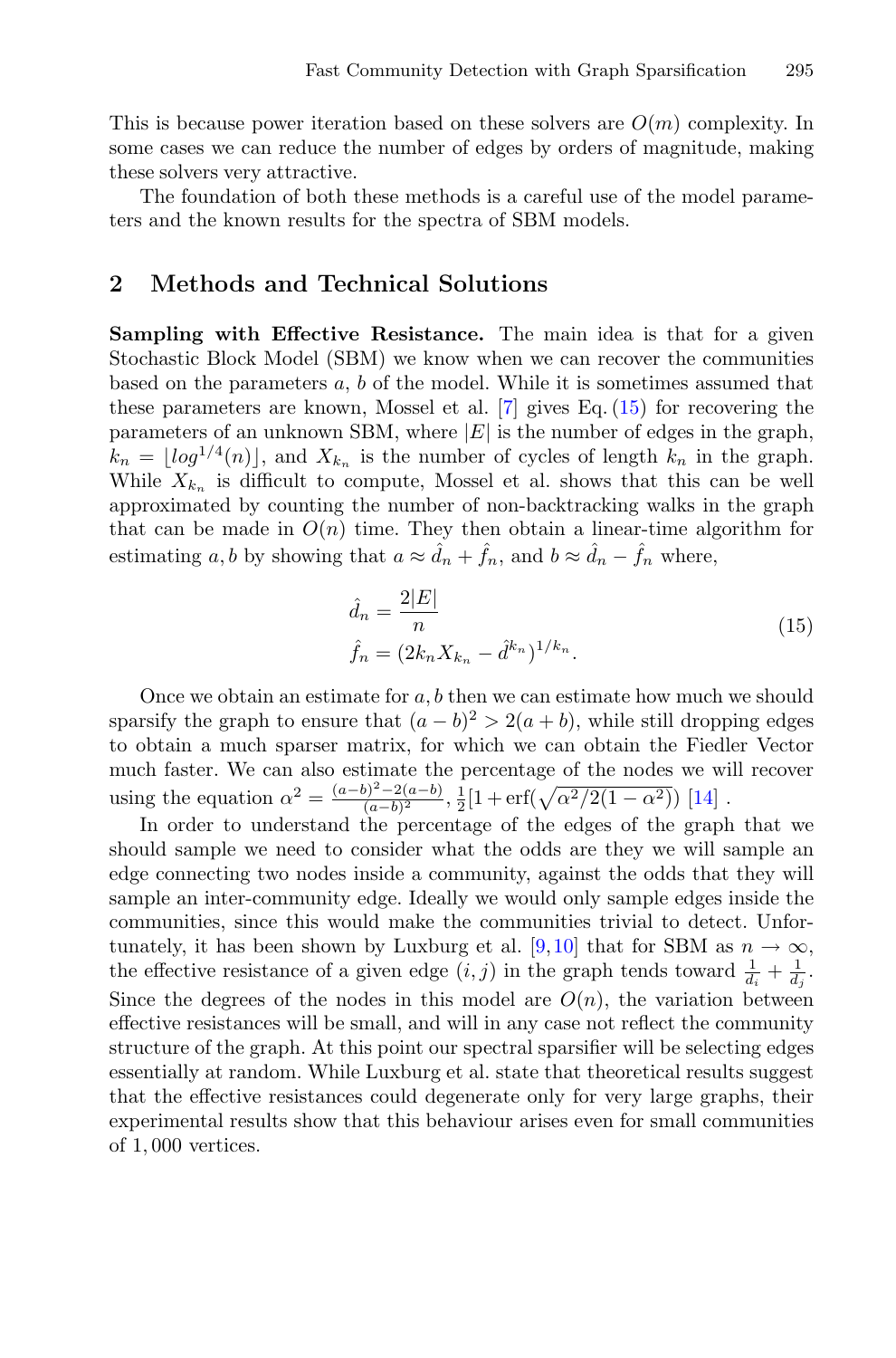This is because power iteration based on these solvers are $O(m)$ complexity. In some cases we can reduce the number of edges by orders of magnitude, making these solvers very attractive.

The foundation of both these methods is a careful use of the model parameters and the known results for the spectra of SBM models.

## 2 Methods and Technical Solutions

**Sampling with Effective Resistance.** The main idea is that for a given Stochastic Block Model (SBM) we know when we can recover the communities based on the parameters $a$, $b$ of the model. While it is sometimes assumed that these parameters are known, Mossel et al. [7] gives Eq. (15) for recovering the parameters of an unknown SBM, where $|E|$ is the number of edges in the graph, $k_n = \lfloor log^{1/4}(n) \rfloor$, and $X_{k_n}$ is the number of cycles of length $k_n$ in the graph. While $X_{k_n}$ is difficult to compute, Mossel et al. shows that this can be well approximated by counting the number of non-backtracking walks in the graph that can be made in $O(n)$ time. They then obtain a linear-time algorithm for estimating $a, b$ by showing that $a \approx \hat{d}_n + \hat{f}_n$, and $b \approx \hat{d}_n - \hat{f}_n$ where,

$$
\begin{aligned}
\hat{d}_n &= \frac{2|E|}{n} \\
\hat{f}_n &= (2k_n X_{k_n} - \hat{d}^{k_n})^{1/k_n}.
\end{aligned}
\tag{15}
$$

Once we obtain an estimate for $a, b$ then we can estimate how much we should sparsify the graph to ensure that $(a-b)^2 > 2(a+b)$, while still dropping edges to obtain a much sparser matrix, for which we can obtain the Fiedler Vector much faster. We can also estimate the percentage of the nodes we will recover using the equation $\alpha^2 = \frac{(a-b)^2 - 2(a-b)}{(a-b)^2}$, $\frac{1}{2}[1 + \text{erf}(\sqrt{\alpha^2/2(1-\alpha^2)})$ [14] .

In order to understand the percentage of the edges of the graph that we should sample we need to consider what the odds are they we will sample an edge connecting two nodes inside a community, against the odds that they will sample an inter-community edge. Ideally we would only sample edges inside the communities, since this would make the communities trivial to detect. Unfortunately, it has been shown by Luxburg et al. [9,10] that for SBM as $n \to \infty$, the effective resistance of a given edge $(i, j)$ in the graph tends toward $\frac{1}{d_i} + \frac{1}{d_j}$. Since the degrees of the nodes in this model are $O(n)$, the variation between effective resistances will be small, and will in any case not reflect the community structure of the graph. At this point our spectral sparsifier will be selecting edges essentially at random. While Luxburg et al. state that theoretical results suggest that the effective resistances could degenerate only for very large graphs, their experimental results show that this behaviour arises even for small communities of 1,000 vertices.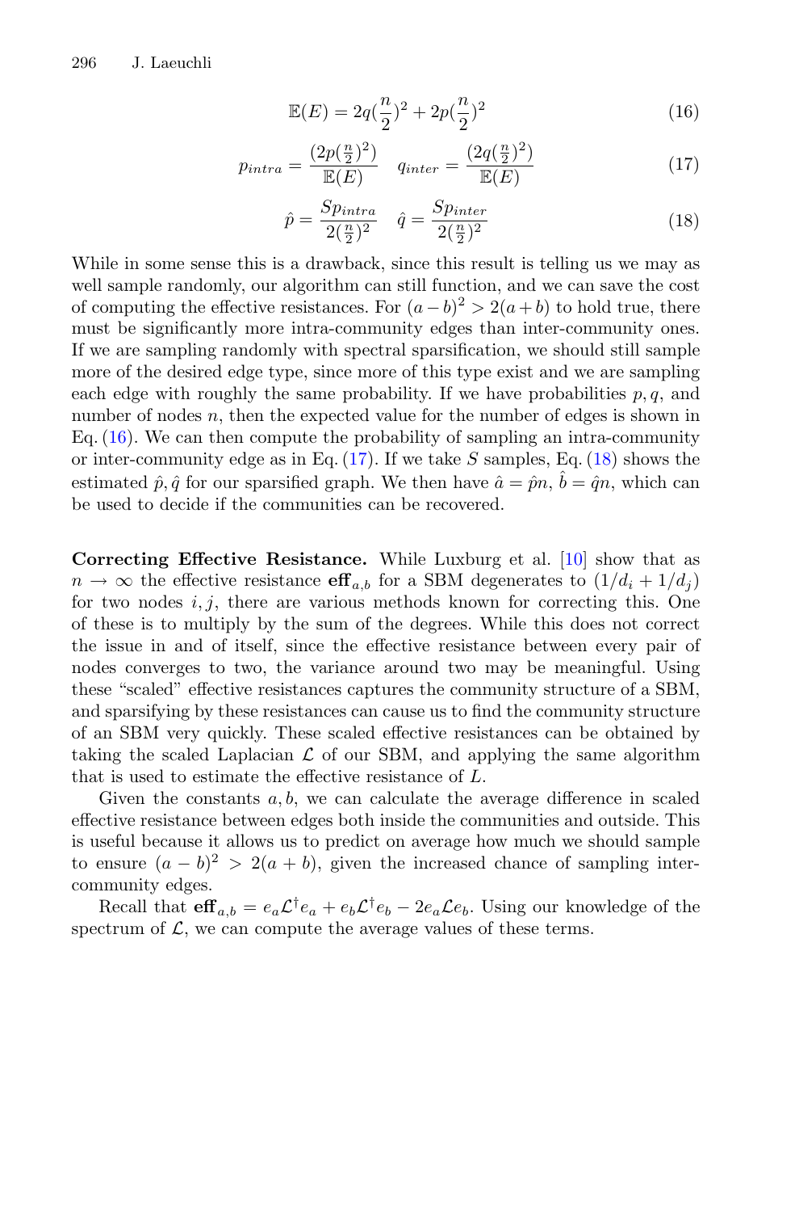$$\mathbb{E}(E) = 2q(\frac{n}{2})^2 + 2p(\frac{n}{2})^2 \tag{16}$$

$$p_{intra} = \frac{(2p(\frac{n}{2})^2)}{\mathbb{E}(E)} \quad q_{inter} = \frac{(2q(\frac{n}{2})^2)}{\mathbb{E}(E)} \tag{17}$$

$$\hat{p} = \frac{Sp_{intra}}{2(\frac{n}{2})^2} \quad \hat{q} = \frac{Sp_{inter}}{2(\frac{n}{2})^2} \tag{18}$$

While in some sense this is a drawback, since this result is telling us we may as well sample randomly, our algorithm can still function, and we can save the cost of computing the effective resistances. For $(a-b)^2 > 2(a+b)$ to hold true, there must be significantly more intra-community edges than inter-community ones. If we are sampling randomly with spectral sparsification, we should still sample more of the desired edge type, since more of this type exist and we are sampling each edge with roughly the same probability. If we have probabilities $p, q$, and number of nodes $n$, then the expected value for the number of edges is shown in Eq. (16). We can then compute the probability of sampling an intra-community or inter-community edge as in Eq. (17). If we take $S$ samples, Eq. (18) shows the estimated $\hat{p}, \hat{q}$ for our sparsified graph. We then have $\hat{a} = \hat{p}n$, $\hat{b} = \hat{q}n$, which can be used to decide if the communities can be recovered.

**Correcting Effective Resistance.** While Luxburg et al. [10] show that as $n \to \infty$ the effective resistance $\mathbf{eff}_{a,b}$ for a SBM degenerates to $(1/d_i + 1/d_j)$ for two nodes $i, j$, there are various methods known for correcting this. One of these is to multiply by the sum of the degrees. While this does not correct the issue in and of itself, since the effective resistance between every pair of nodes converges to two, the variance around two may be meaningful. Using these "scaled" effective resistances captures the community structure of a SBM, and sparsifying by these resistances can cause us to find the community structure of an SBM very quickly. These scaled effective resistances can be obtained by taking the scaled Laplacian $\mathcal{L}$ of our SBM, and applying the same algorithm that is used to estimate the effective resistance of $L$.

Given the constants $a, b$, we can calculate the average difference in scaled effective resistance between edges both inside the communities and outside. This is useful because it allows us to predict on average how much we should sample to ensure $(a-b)^2 > 2(a+b)$, given the increased chance of sampling inter-community edges.

Recall that $\mathbf{eff}_{a,b} = e_a\mathcal{L}^{\dagger}e_a + e_b\mathcal{L}^{\dagger}e_b - 2e_a\mathcal{L}e_b$. Using our knowledge of the spectrum of $\mathcal{L}$, we can compute the average values of these terms.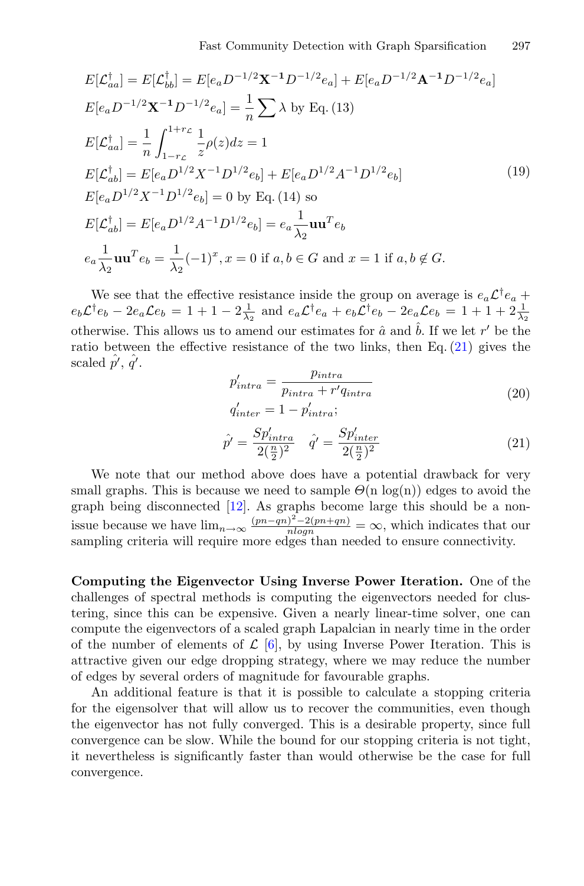$$
\begin{aligned}
&E[\mathcal{L}^{\dagger}_{aa}] = E[\mathcal{L}^{\dagger}_{bb}] = E[e_a D^{-1/2}\mathbf{X^{-1}}D^{-1/2}e_a] + E[e_a D^{-1/2}\mathbf{A^{-1}}D^{-1/2}e_a] \\
&E[e_a D^{-1/2}\mathbf{X^{-1}}D^{-1/2}e_a] = \frac{1}{n}\sum \lambda \text{ by Eq. (13)} \\
&E[\mathcal{L}^{\dagger}_{aa}] = \frac{1}{n}\int_{1-r_{\mathcal{L}}}^{1+r_{\mathcal{L}}} \frac{1}{z}\rho(z)dz = 1 \\
&E[\mathcal{L}^{\dagger}_{ab}] = E[e_a D^{1/2}X^{-1}D^{1/2}e_b] + E[e_a D^{1/2}A^{-1}D^{1/2}e_b] \\
&E[e_a D^{1/2}X^{-1}D^{1/2}e_b] = 0 \text{ by Eq. (14) so} \\
&E[\mathcal{L}^{\dagger}_{ab}] = E[e_a D^{1/2}A^{-1}D^{1/2}e_b] = e_a\frac{1}{\lambda_2}\mathbf{u}\mathbf{u}^T e_b \\
&e_a\frac{1}{\lambda_2}\mathbf{u}\mathbf{u}^T e_b = \frac{1}{\lambda_2}(-1)^x, x = 0 \text{ if } a, b \in G \text{ and } x = 1 \text{ if } a, b \notin G.
\end{aligned}
\tag{19}
$$

We see that the effective resistance inside the group on average is $e_a\mathcal{L}^{\dagger}e_a + e_b\mathcal{L}^{\dagger}e_b - 2e_a\mathcal{L}e_b = 1 + 1 - 2\frac{1}{\lambda_2}$ and $e_a\mathcal{L}^{\dagger}e_a + e_b\mathcal{L}^{\dagger}e_b - 2e_a\mathcal{L}e_b = 1 + 1 + 2\frac{1}{\lambda_2}$ otherwise. This allows us to amend our estimates for $\hat{a}$ and $\hat{b}$. If we let $r'$ be the ratio between the effective resistance of the two links, then Eq. (21) gives the scaled $\hat{p'}$, $\hat{q'}$.

$$
\begin{aligned}
p'_{intra} &= \frac{p_{intra}}{p_{intra} + r' q_{intra}} \\
q'_{inter} &= 1 - p'_{intra};
\end{aligned}
\tag{20}
$$

$$
\hat{p'} = \frac{Sp'_{intra}}{2(\frac{n}{2})^2} \quad \hat{q'} = \frac{Sp'_{inter}}{2(\frac{n}{2})^2}
\tag{21}
$$

We note that our method above does have a potential drawback for very small graphs. This is because we need to sample $\Theta(\text{n}\log(\text{n}))$ edges to avoid the graph being disconnected [12]. As graphs become large this should be a non-issue because we have $\lim_{n\to\infty} \frac{(pn-qn)^2 - 2(pn+qn)}{nlogn} = \infty$, which indicates that our sampling criteria will require more edges than needed to ensure connectivity.

**Computing the Eigenvector Using Inverse Power Iteration.** One of the challenges of spectral methods is computing the eigenvectors needed for clustering, since this can be expensive. Given a nearly linear-time solver, one can compute the eigenvectors of a scaled graph Lapalcian in nearly time in the order of the number of elements of $\mathcal{L}$ [6], by using Inverse Power Iteration. This is attractive given our edge dropping strategy, where we may reduce the number of edges by several orders of magnitude for favourable graphs.

An additional feature is that it is possible to calculate a stopping criteria for the eigensolver that will allow us to recover the communities, even though the eigenvector has not fully converged. This is a desirable property, since full convergence can be slow. While the bound for our stopping criteria is not tight, it nevertheless is significantly faster than would otherwise be the case for full convergence.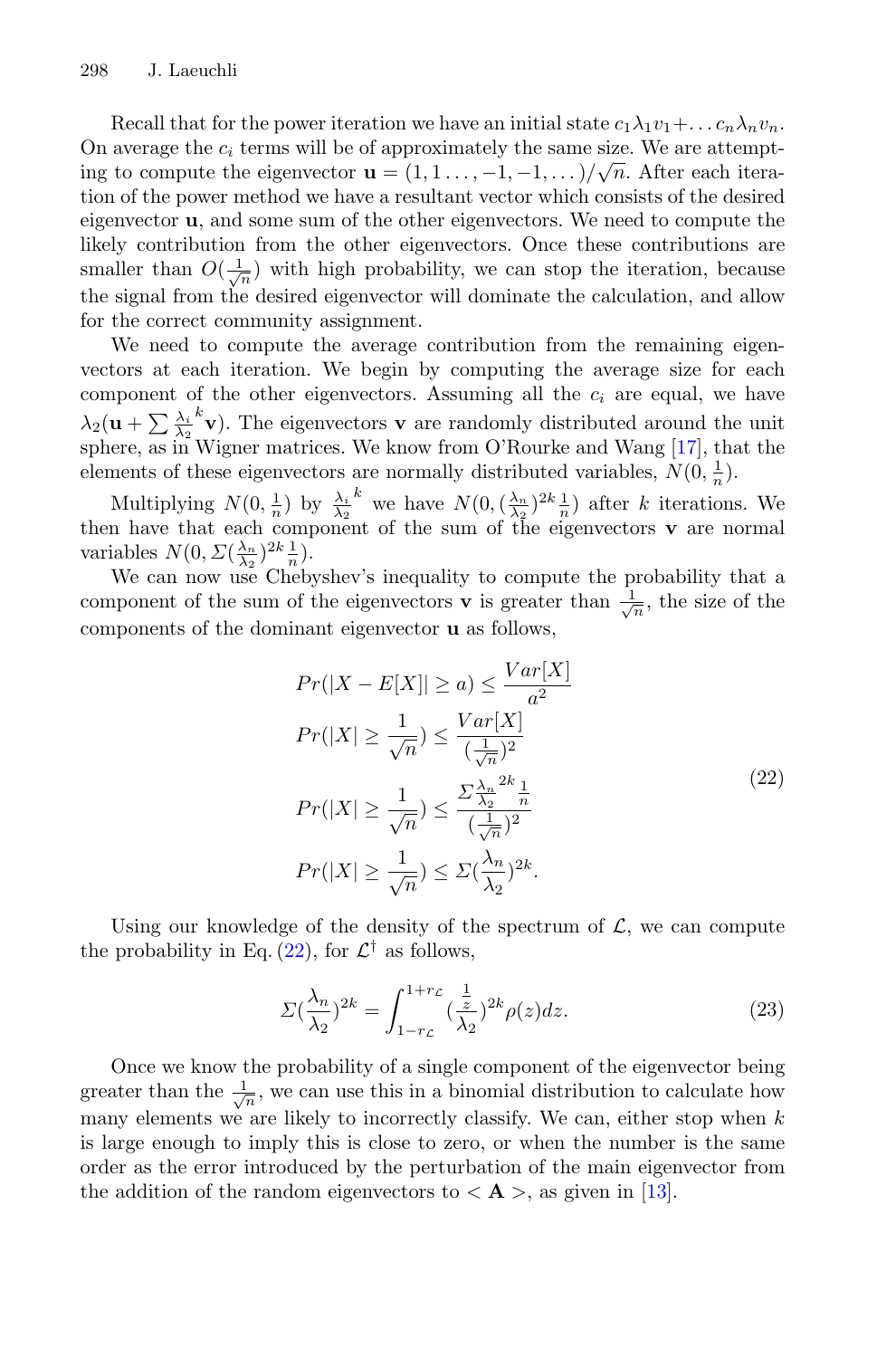Recall that for the power iteration we have an initial state $c_1\lambda_1 v_1 + \dots c_n \lambda_n v_n$. On average the $c_i$ terms will be of approximately the same size. We are attempting to compute the eigenvector $\mathbf{u} = (1, 1 \dots, -1, -1, \dots)/\sqrt{n}$. After each iteration of the power method we have a resultant vector which consists of the desired eigenvector $\mathbf{u}$, and some sum of the other eigenvectors. We need to compute the likely contribution from the other eigenvectors. Once these contributions are smaller than $O(\frac{1}{\sqrt{n}})$ with high probability, we can stop the iteration, because the signal from the desired eigenvector will dominate the calculation, and allow for the correct community assignment.

We need to compute the average contribution from the remaining eigenvectors at each iteration. We begin by computing the average size for each component of the other eigenvectors. Assuming all the $c_i$ are equal, we have $\lambda_2(\mathbf{u} + \sum \frac{\lambda_i}{\lambda_2}^k \mathbf{v})$. The eigenvectors $\mathbf{v}$ are randomly distributed around the unit sphere, as in Wigner matrices. We know from O'Rourke and Wang [17], that the elements of these eigenvectors are normally distributed variables, $N(0, \frac{1}{n})$.

Multiplying $N(0, \frac{1}{n})$ by $\frac{\lambda_i}{\lambda_2}^k$ we have $N(0, (\frac{\lambda_n}{\lambda_2})^{2k} \frac{1}{n})$ after $k$ iterations. We then have that each component of the sum of the eigenvectors $\mathbf{v}$ are normal variables $N(0, \Sigma(\frac{\lambda_n}{\lambda_2})^{2k} \frac{1}{n})$.

We can now use Chebyshev's inequality to compute the probability that a component of the sum of the eigenvectors $\mathbf{v}$ is greater than $\frac{1}{\sqrt{n}}$, the size of the components of the dominant eigenvector $\mathbf{u}$ as follows,

$$
\begin{aligned}
Pr(|X - E[X]| \geq a) &\leq \frac{Var[X]}{a^2} \\
Pr(|X| \geq \frac{1}{\sqrt{n}}) &\leq \frac{Var[X]}{(\frac{1}{\sqrt{n}})^2} \\
Pr(|X| \geq \frac{1}{\sqrt{n}}) &\leq \frac{\Sigma \frac{\lambda_n}{\lambda_2}^{2k} \frac{1}{n}}{(\frac{1}{\sqrt{n}})^2} \\
Pr(|X| \geq \frac{1}{\sqrt{n}}) &\leq \Sigma(\frac{\lambda_n}{\lambda_2})^{2k}.
\end{aligned}
\tag{22}
$$

Using our knowledge of the density of the spectrum of $\mathcal{L}$, we can compute the probability in Eq. (22), for $\mathcal{L}^\dagger$ as follows,

$$
\Sigma(\frac{\lambda_n}{\lambda_2})^{2k} = \int_{1-r_{\mathcal{L}}}^{1+r_{\mathcal{L}}} (\frac{\frac{1}{z}}{\lambda_2})^{2k} \rho(z) dz. \tag{23}
$$

Once we know the probability of a single component of the eigenvector being greater than the $\frac{1}{\sqrt{n}}$, we can use this in a binomial distribution to calculate how many elements we are likely to incorrectly classify. We can, either stop when $k$ is large enough to imply this is close to zero, or when the number is the same order as the error introduced by the perturbation of the main eigenvector from the addition of the random eigenvectors to $< \mathbf{A} >$, as given in [13].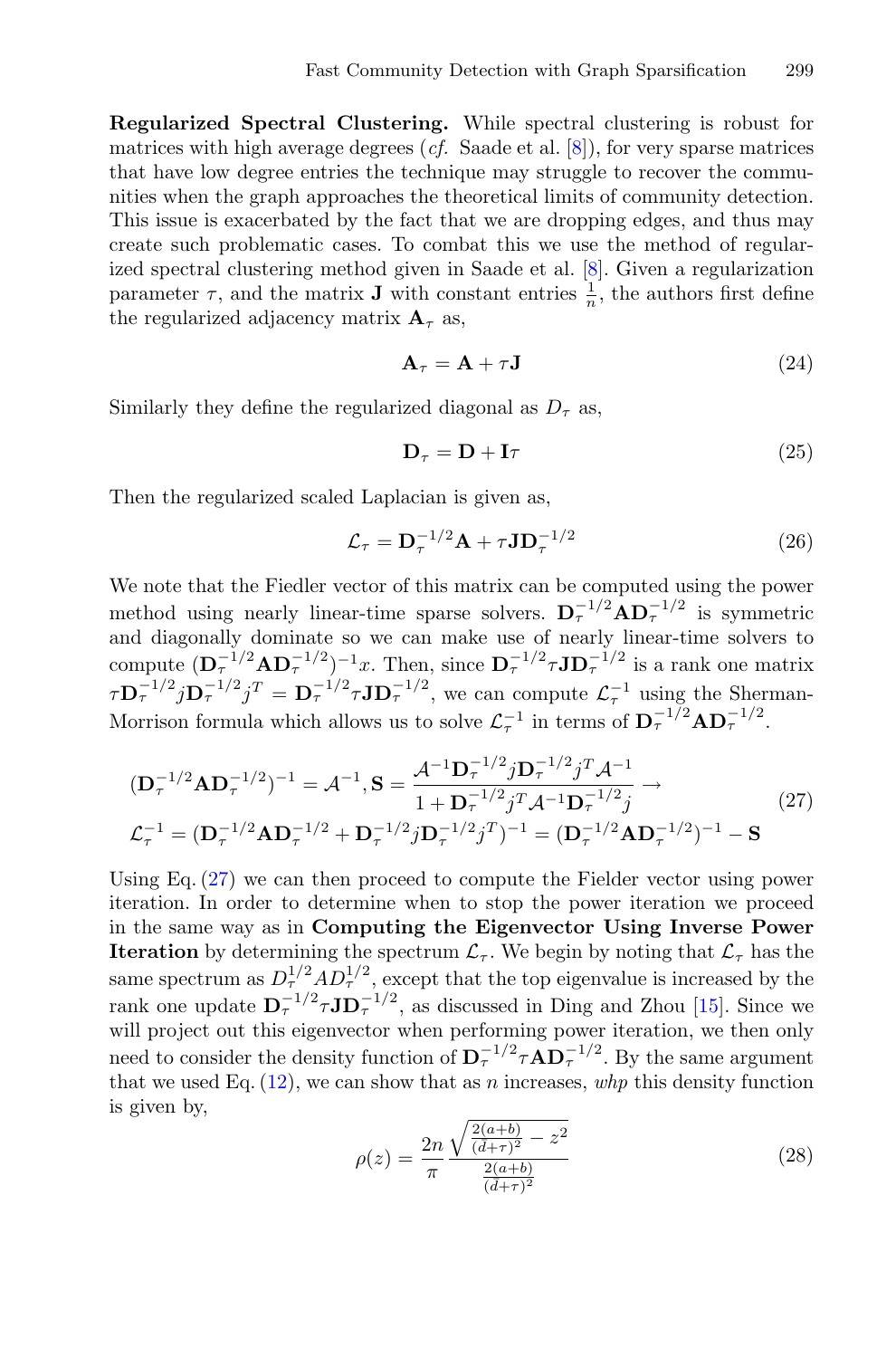**Regularized Spectral Clustering.** While spectral clustering is robust for matrices with high average degrees (*cf.* Saade et al. [8]), for very sparse matrices that have low degree entries the technique may struggle to recover the communities when the graph approaches the theoretical limits of community detection. This issue is exacerbated by the fact that we are dropping edges, and thus may create such problematic cases. To combat this we use the method of regularized spectral clustering method given in Saade et al. [8]. Given a regularization parameter $\tau$, and the matrix $\mathbf{J}$ with constant entries $\frac{1}{n}$, the authors first define the regularized adjacency matrix $\mathbf{A}_\tau$ as,

$$\mathbf{A}_\tau = \mathbf{A} + \tau \mathbf{J} \tag{24}$$

Similarly they define the regularized diagonal as $D_\tau$ as,

$$\mathbf{D}_\tau = \mathbf{D} + \mathbf{I}\tau \tag{25}$$

Then the regularized scaled Laplacian is given as,

$$\mathcal{L}_\tau = \mathbf{D}_\tau^{-1/2}\mathbf{A} + \tau \mathbf{J}\mathbf{D}_\tau^{-1/2} \tag{26}$$

We note that the Fiedler vector of this matrix can be computed using the power method using nearly linear-time sparse solvers. $\mathbf{D}_\tau^{-1/2}\mathbf{A}\mathbf{D}_\tau^{-1/2}$ is symmetric and diagonally dominate so we can make use of nearly linear-time solvers to compute $(\mathbf{D}_\tau^{-1/2}\mathbf{A}\mathbf{D}_\tau^{-1/2})^{-1}x$. Then, since $\mathbf{D}_\tau^{-1/2}\tau\mathbf{J}\mathbf{D}_\tau^{-1/2}$ is a rank one matrix $\tau\mathbf{D}_\tau^{-1/2}j\mathbf{D}_\tau^{-1/2}j^T = \mathbf{D}_\tau^{-1/2}\tau\mathbf{J}\mathbf{D}_\tau^{-1/2}$, we can compute $\mathcal{L}_\tau^{-1}$ using the Sherman-Morrison formula which allows us to solve $\mathcal{L}_\tau^{-1}$ in terms of $\mathbf{D}_\tau^{-1/2}\mathbf{A}\mathbf{D}_\tau^{-1/2}$.

$$\begin{aligned}
&(\mathbf{D}_\tau^{-1/2}\mathbf{A}\mathbf{D}_\tau^{-1/2})^{-1} = \mathcal{A}^{-1}, \mathbf{S} = \frac{\mathcal{A}^{-1}\mathbf{D}_\tau^{-1/2}j\mathbf{D}_\tau^{-1/2}j^T\mathcal{A}^{-1}}{1 + \mathbf{D}_\tau^{-1/2}j^T\mathcal{A}^{-1}\mathbf{D}_\tau^{-1/2}j} \rightarrow \\
&\mathcal{L}_\tau^{-1} = (\mathbf{D}_\tau^{-1/2}\mathbf{A}\mathbf{D}_\tau^{-1/2} + \mathbf{D}_\tau^{-1/2}j\mathbf{D}_\tau^{-1/2}j^T)^{-1} = (\mathbf{D}_\tau^{-1/2}\mathbf{A}\mathbf{D}_\tau^{-1/2})^{-1} - \mathbf{S}
\end{aligned} \tag{27}$$

Using Eq. (27) we can then proceed to compute the Fielder vector using power iteration. In order to determine when to stop the power iteration we proceed in the same way as in **Computing the Eigenvector Using Inverse Power Iteration** by determining the spectrum $\mathcal{L}_\tau$. We begin by noting that $\mathcal{L}_\tau$ has the same spectrum as $D_\tau^{1/2}AD_\tau^{1/2}$, except that the top eigenvalue is increased by the rank one update $\mathbf{D}_\tau^{-1/2}\tau\mathbf{J}\mathbf{D}_\tau^{-1/2}$, as discussed in Ding and Zhou [15]. Since we will project out this eigenvector when performing power iteration, we then only need to consider the density function of $\mathbf{D}_\tau^{-1/2}\tau\mathbf{A}\mathbf{D}_\tau^{-1/2}$. By the same argument that we used Eq. (12), we can show that as $n$ increases, *whp* this density function is given by,

$$\rho(z) = \frac{2n}{\pi}\frac{\sqrt{\frac{2(a+b)}{(d+\tau)^2} - z^2}}{\frac{2(a+b)}{(d+\tau)^2}} \tag{28}$$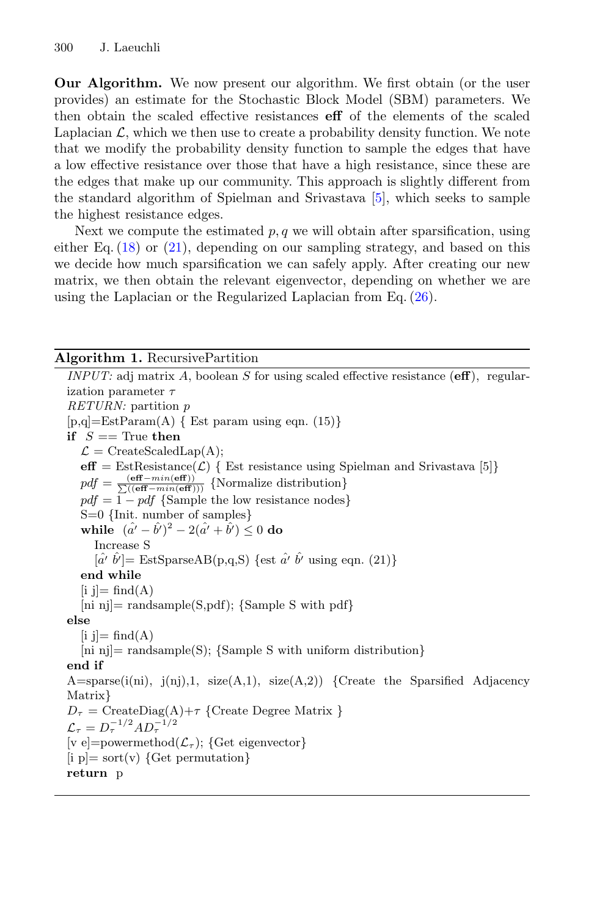**Our Algorithm.** We now present our algorithm. We first obtain (or the user provides) an estimate for the Stochastic Block Model (SBM) parameters. We then obtain the scaled effective resistances **eff** of the elements of the scaled Laplacian $\mathcal{L}$, which we then use to create a probability density function. We note that we modify the probability density function to sample the edges that have a low effective resistance over those that have a high resistance, since these are the edges that make up our community. This approach is slightly different from the standard algorithm of Spielman and Srivastava [5], which seeks to sample the highest resistance edges.

Next we compute the estimated $p, q$ we will obtain after sparsification, using either Eq. (18) or (21), depending on our sampling strategy, and based on this we decide how much sparsification we can safely apply. After creating our new matrix, we then obtain the relevant eigenvector, depending on whether we are using the Laplacian or the Regularized Laplacian from Eq. (26).

---

**Algorithm 1.** RecursivePartition

*INPUT:* adj matrix $A$, boolean $S$ for using scaled effective resistance (**eff**), regularization parameter $\tau$

*RETURN:* partition $p$

[p,q]=EstParam(A) { Est param using eqn. (15)}

**if** $S ==$ True **then**

  $\mathcal{L}$ = CreateScaledLap(A);

  **eff** = EstResistance($\mathcal{L}$) { Est resistance using Spielman and Srivastava [5]}

  $pdf = \frac{(\mathbf{eff} - min(\mathbf{eff}))}{\sum((\mathbf{eff} - min(\mathbf{eff})))}$ {Normalize distribution}

  $pdf = 1 - pdf$ {Sample the low resistance nodes}

  S=0 {Init. number of samples}

  **while** $(\hat{a'} - \hat{b'})^2 - 2(\hat{a'} + \hat{b'}) \leq 0$ **do**

    Increase S

    $[\hat{a'}\ \hat{b'}]$= EstSparseAB(p,q,S) {est $\hat{a'}$ $\hat{b'}$ using eqn. (21)}

  **end while**

  [i j]= find(A)

  [ni nj]= randsample(S,pdf); {Sample S with pdf}

**else**

  [i j]= find(A)

  [ni nj]= randsample(S); {Sample S with uniform distribution}

**end if**

A=sparse(i(ni), j(nj),1, size(A,1), size(A,2)) {Create the Sparsified Adjacency Matrix}

$D_\tau$ = CreateDiag(A)+$\tau$ {Create Degree Matrix }

$\mathcal{L}_\tau = D_\tau^{-1/2} A D_\tau^{-1/2}$

[v e]=powermethod($\mathcal{L}_\tau$); {Get eigenvector}

[i p]= sort(v) {Get permutation}

**return** p

---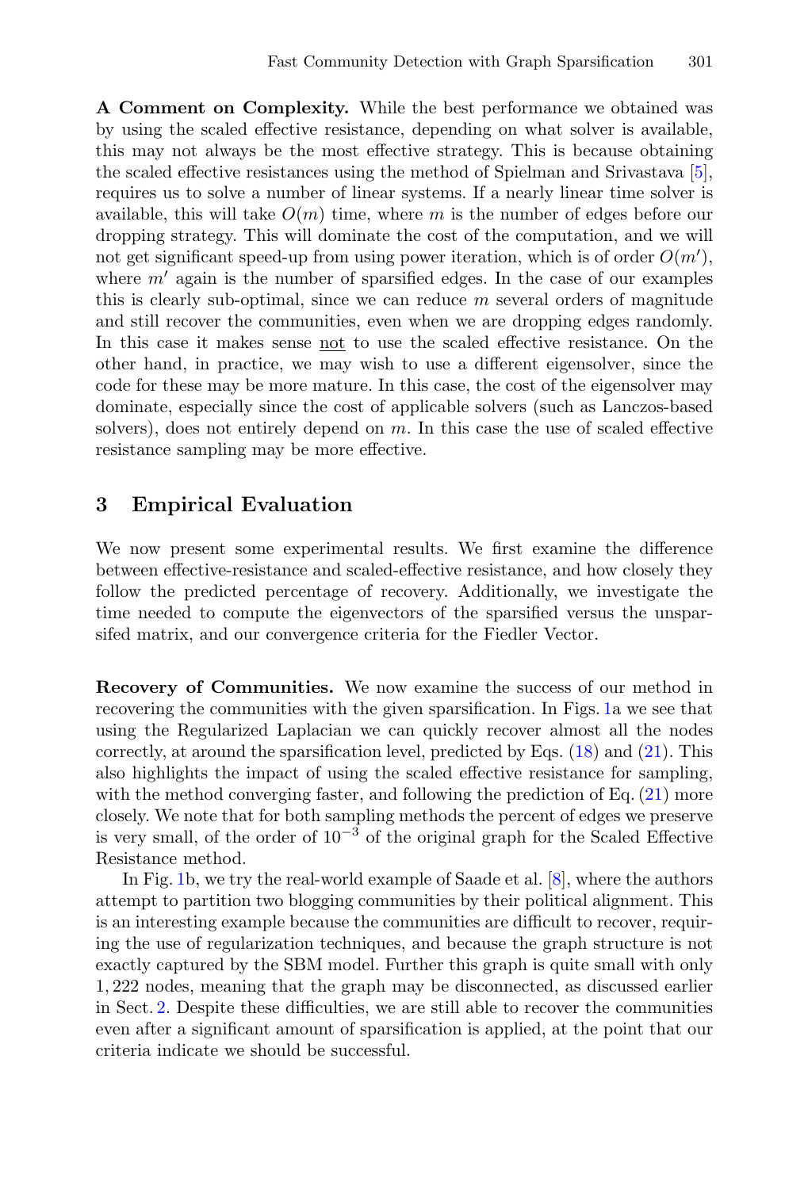**A Comment on Complexity.** While the best performance we obtained was by using the scaled effective resistance, depending on what solver is available, this may not always be the most effective strategy. This is because obtaining the scaled effective resistances using the method of Spielman and Srivastava [5], requires us to solve a number of linear systems. If a nearly linear time solver is available, this will take $O(m)$ time, where $m$ is the number of edges before our dropping strategy. This will dominate the cost of the computation, and we will not get significant speed-up from using power iteration, which is of order $O(m')$, where $m'$ again is the number of sparsified edges. In the case of our examples this is clearly sub-optimal, since we can reduce $m$ several orders of magnitude and still recover the communities, even when we are dropping edges randomly. In this case it makes sense not to use the scaled effective resistance. On the other hand, in practice, we may wish to use a different eigensolver, since the code for these may be more mature. In this case, the cost of the eigensolver may dominate, especially since the cost of applicable solvers (such as Lanczos-based solvers), does not entirely depend on $m$. In this case the use of scaled effective resistance sampling may be more effective.

## 3 Empirical Evaluation

We now present some experimental results. We first examine the difference between effective-resistance and scaled-effective resistance, and how closely they follow the predicted percentage of recovery. Additionally, we investigate the time needed to compute the eigenvectors of the sparsified versus the unsparsifed matrix, and our convergence criteria for the Fiedler Vector.

**Recovery of Communities.** We now examine the success of our method in recovering the communities with the given sparsification. In Figs. 1a we see that using the Regularized Laplacian we can quickly recover almost all the nodes correctly, at around the sparsification level, predicted by Eqs. (18) and (21). This also highlights the impact of using the scaled effective resistance for sampling, with the method converging faster, and following the prediction of Eq. (21) more closely. We note that for both sampling methods the percent of edges we preserve is very small, of the order of $10^{-3}$ of the original graph for the Scaled Effective Resistance method.

In Fig. 1b, we try the real-world example of Saade et al. [8], where the authors attempt to partition two blogging communities by their political alignment. This is an interesting example because the communities are difficult to recover, requiring the use of regularization techniques, and because the graph structure is not exactly captured by the SBM model. Further this graph is quite small with only 1,222 nodes, meaning that the graph may be disconnected, as discussed earlier in Sect. 2. Despite these difficulties, we are still able to recover the communities even after a significant amount of sparsification is applied, at the point that our criteria indicate we should be successful.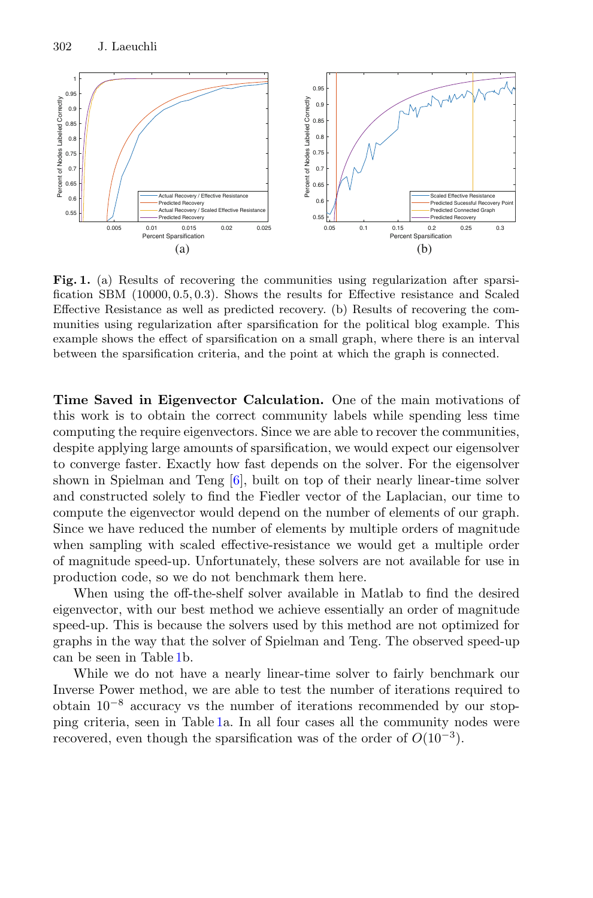Percent of Nodes Labeled Correctly

1
0.95
0.9
0.85
0.8
0.75
0.7
0.65
0.6
0.55

0.005 0.01 0.015 0.02 0.025

Percent Sparsification

Actual Recovery / Effective Resistance
Predicted Recovery
Actual Recovery / Scaled Effective Resistance
Predicted Recovery

(a)

Percent of Nodes Labeled Correctly

0.95
0.9
0.85
0.8
0.75
0.7
0.65
0.6
0.55

0.05 0.1 0.15 0.2 0.25 0.3

Percent Sparsification

Scaled Effective Resistance
Predicted Sucessful Recovery Point
Predicted Connected Graph
Predicted Recovery

(b)

**Fig. 1.** (a) Results of recovering the communities using regularization after sparsification SBM $(10000, 0.5, 0.3)$. Shows the results for Effective resistance and Scaled Effective Resistance as well as predicted recovery. (b) Results of recovering the communities using regularization after sparsification for the political blog example. This example shows the effect of sparsification on a small graph, where there is an interval between the sparsification criteria, and the point at which the graph is connected.

**Time Saved in Eigenvector Calculation.** One of the main motivations of this work is to obtain the correct community labels while spending less time computing the require eigenvectors. Since we are able to recover the communities, despite applying large amounts of sparsification, we would expect our eigensolver to converge faster. Exactly how fast depends on the solver. For the eigensolver shown in Spielman and Teng [6], built on top of their nearly linear-time solver and constructed solely to find the Fiedler vector of the Laplacian, our time to compute the eigenvector would depend on the number of elements of our graph. Since we have reduced the number of elements by multiple orders of magnitude when sampling with scaled effective-resistance we would get a multiple order of magnitude speed-up. Unfortunately, these solvers are not available for use in production code, so we do not benchmark them here.

When using the off-the-shelf solver available in Matlab to find the desired eigenvector, with our best method we achieve essentially an order of magnitude speed-up. This is because the solvers used by this method are not optimized for graphs in the way that the solver of Spielman and Teng. The observed speed-up can be seen in Table 1b.

While we do not have a nearly linear-time solver to fairly benchmark our Inverse Power method, we are able to test the number of iterations required to obtain $10^{-8}$ accuracy vs the number of iterations recommended by our stopping criteria, seen in Table 1a. In all four cases all the community nodes were recovered, even though the sparsification was of the order of $O(10^{-3})$.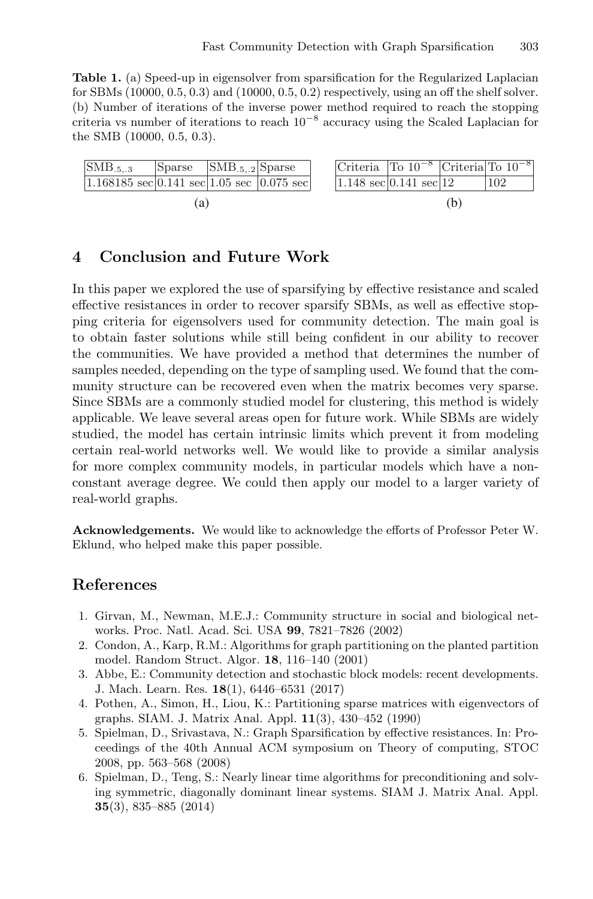**Table 1.** (a) Speed-up in eigensolver from sparsification for the Regularized Laplacian for SBMs (10000, 0.5, 0.3) and (10000, 0.5, 0.2) respectively, using an off the shelf solver. (b) Number of iterations of the inverse power method required to reach the stopping criteria vs number of iterations to reach $10^{-8}$ accuracy using the Scaled Laplacian for the SMB (10000, 0.5, 0.3).

| $\text{SMB}_{.5,.3}$ | Sparse | $\text{SMB}_{.5,.2}$ | Sparse |
|---|---|---|---|
| 1.168185 sec | 0.141 sec | 1.05 sec | 0.075 sec |

(a)

| Criteria | To $10^{-8}$ | Criteria | To $10^{-8}$ |
|---|---|---|---|
| 1.148 sec | 0.141 sec | 12 | 102 |

(b)

## 4 Conclusion and Future Work

In this paper we explored the use of sparsifying by effective resistance and scaled effective resistances in order to recover sparsify SBMs, as well as effective stopping criteria for eigensolvers used for community detection. The main goal is to obtain faster solutions while still being confident in our ability to recover the communities. We have provided a method that determines the number of samples needed, depending on the type of sampling used. We found that the community structure can be recovered even when the matrix becomes very sparse. Since SBMs are a commonly studied model for clustering, this method is widely applicable. We leave several areas open for future work. While SBMs are widely studied, the model has certain intrinsic limits which prevent it from modeling certain real-world networks well. We would like to provide a similar analysis for more complex community models, in particular models which have a non-constant average degree. We could then apply our model to a larger variety of real-world graphs.

**Acknowledgements.** We would like to acknowledge the efforts of Professor Peter W. Eklund, who helped make this paper possible.

## References

1. Girvan, M., Newman, M.E.J.: Community structure in social and biological networks. Proc. Natl. Acad. Sci. USA **99**, 7821–7826 (2002)
2. Condon, A., Karp, R.M.: Algorithms for graph partitioning on the planted partition model. Random Struct. Algor. **18**, 116–140 (2001)
3. Abbe, E.: Community detection and stochastic block models: recent developments. J. Mach. Learn. Res. **18**(1), 6446–6531 (2017)
4. Pothen, A., Simon, H., Liou, K.: Partitioning sparse matrices with eigenvectors of graphs. SIAM. J. Matrix Anal. Appl. **11**(3), 430–452 (1990)
5. Spielman, D., Srivastava, N.: Graph Sparsification by effective resistances. In: Proceedings of the 40th Annual ACM symposium on Theory of computing, STOC 2008, pp. 563–568 (2008)
6. Spielman, D., Teng, S.: Nearly linear time algorithms for preconditioning and solving symmetric, diagonally dominant linear systems. SIAM J. Matrix Anal. Appl. **35**(3), 835–885 (2014)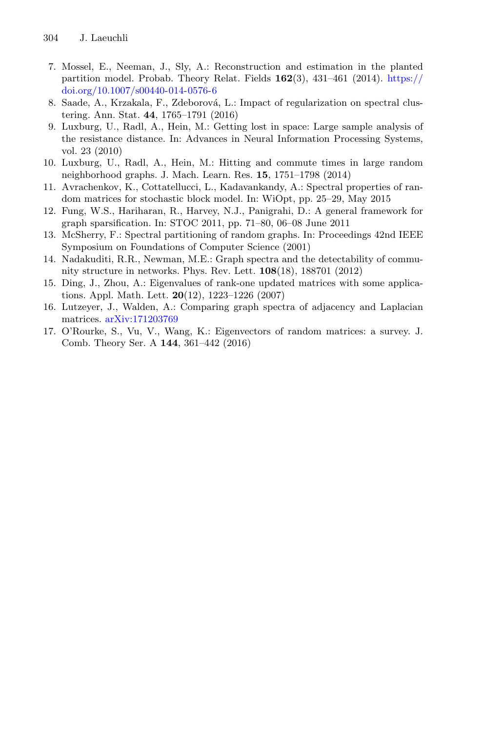7. Mossel, E., Neeman, J., Sly, A.: Reconstruction and estimation in the planted partition model. Probab. Theory Relat. Fields **162**(3), 431–461 (2014). https://doi.org/10.1007/s00440-014-0576-6
8. Saade, A., Krzakala, F., Zdeborová, L.: Impact of regularization on spectral clustering. Ann. Stat. **44**, 1765–1791 (2016)
9. Luxburg, U., Radl, A., Hein, M.: Getting lost in space: Large sample analysis of the resistance distance. In: Advances in Neural Information Processing Systems, vol. 23 (2010)
10. Luxburg, U., Radl, A., Hein, M.: Hitting and commute times in large random neighborhood graphs. J. Mach. Learn. Res. **15**, 1751–1798 (2014)
11. Avrachenkov, K., Cottatellucci, L., Kadavankandy, A.: Spectral properties of random matrices for stochastic block model. In: WiOpt, pp. 25–29, May 2015
12. Fung, W.S., Hariharan, R., Harvey, N.J., Panigrahi, D.: A general framework for graph sparsification. In: STOC 2011, pp. 71–80, 06–08 June 2011
13. McSherry, F.: Spectral partitioning of random graphs. In: Proceedings 42nd IEEE Symposium on Foundations of Computer Science (2001)
14. Nadakuditi, R.R., Newman, M.E.: Graph spectra and the detectability of community structure in networks. Phys. Rev. Lett. **108**(18), 188701 (2012)
15. Ding, J., Zhou, A.: Eigenvalues of rank-one updated matrices with some applications. Appl. Math. Lett. **20**(12), 1223–1226 (2007)
16. Lutzeyer, J., Walden, A.: Comparing graph spectra of adjacency and Laplacian matrices. arXiv:171203769
17. O'Rourke, S., Vu, V., Wang, K.: Eigenvectors of random matrices: a survey. J. Comb. Theory Ser. A **144**, 361–442 (2016)